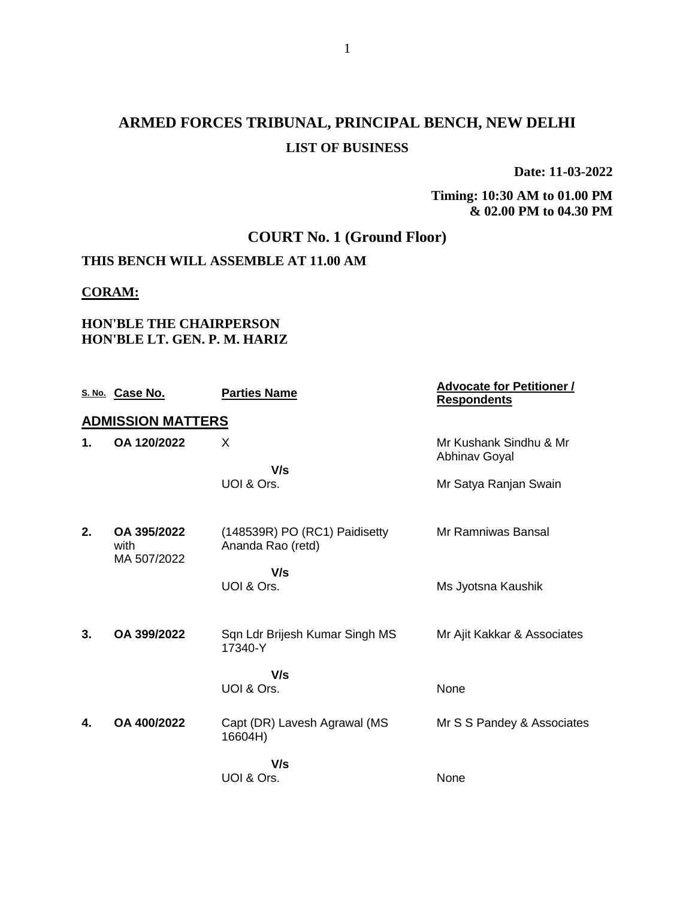# ARMED FORCES TRIBUNAL, PRINCIPAL BENCH, NEW DELHI

## LIST OF BUSINESS

**Date: 11-03-2022**

**Timing: 10:30 AM to 01.00 PM & 02.00 PM to 04.30 PM**

## COURT No. 1 (Ground Floor)

**THIS BENCH WILL ASSEMBLE AT 11.00 AM**

**CORAM:**

**HON'BLE THE CHAIRPERSON**
**HON'BLE LT. GEN. P. M. HARIZ**

| S. No. | Case No. | Parties Name | Advocate for Petitioner / Respondents |
|---|---|---|---|
| **ADMISSION MATTERS** | | | |
| **1.** | **OA 120/2022** | X<br>**V/s**<br>UOI & Ors. | Mr Kushank Sindhu & Mr Abhinav Goyal<br><br>Mr Satya Ranjan Swain |
| **2.** | **OA 395/2022** with MA 507/2022 | (148539R) PO (RC1) Paidisetty Ananda Rao (retd)<br>**V/s**<br>UOI & Ors. | Mr Ramniwas Bansal<br><br>Ms Jyotsna Kaushik |
| **3.** | **OA 399/2022** | Sqn Ldr Brijesh Kumar Singh MS 17340-Y<br>**V/s**<br>UOI & Ors. | Mr Ajit Kakkar & Associates<br><br>None |
| **4.** | **OA 400/2022** | Capt (DR) Lavesh Agrawal (MS 16604H)<br>**V/s**<br>UOI & Ors. | Mr S S Pandey & Associates<br><br>None |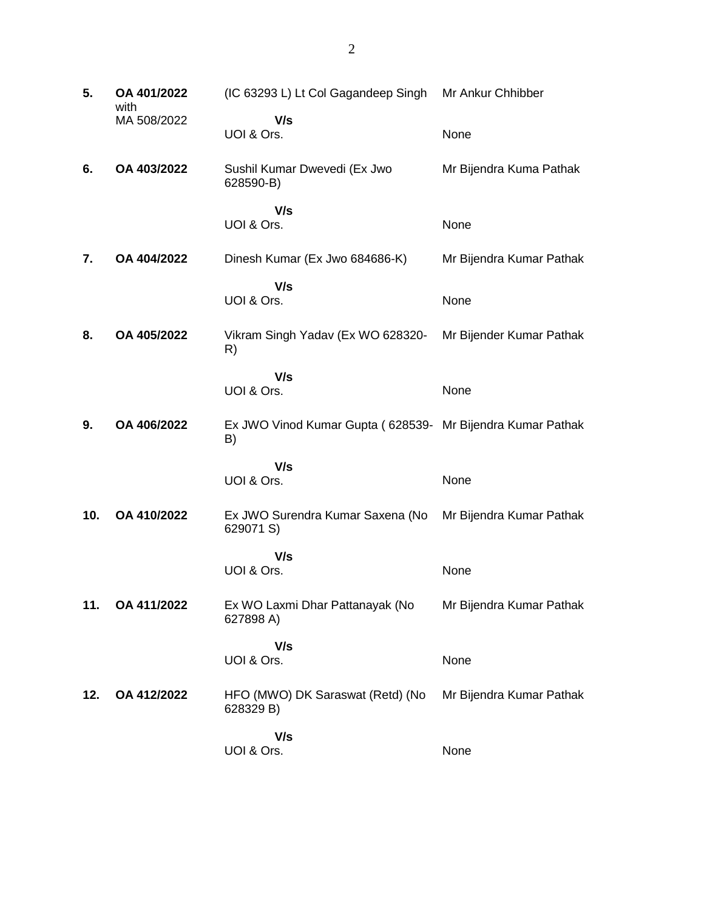| | | | |
|---|---|---|---|
| **5.** | **OA 401/2022** with MA 508/2022 | (IC 63293 L) Lt Col Gagandeep Singh **V/s** UOI & Ors. | Mr Ankur Chhibber<br>None |
| **6.** | **OA 403/2022** | Sushil Kumar Dwevedi (Ex Jwo 628590-B) **V/s** UOI & Ors. | Mr Bijendra Kuma Pathak<br>None |
| **7.** | **OA 404/2022** | Dinesh Kumar (Ex Jwo 684686-K) **V/s** UOI & Ors. | Mr Bijendra Kumar Pathak<br>None |
| **8.** | **OA 405/2022** | Vikram Singh Yadav (Ex WO 628320-R) **V/s** UOI & Ors. | Mr Bijender Kumar Pathak<br>None |
| **9.** | **OA 406/2022** | Ex JWO Vinod Kumar Gupta ( 628539-B) **V/s** UOI & Ors. | Mr Bijendra Kumar Pathak<br>None |
| **10.** | **OA 410/2022** | Ex JWO Surendra Kumar Saxena (No 629071 S) **V/s** UOI & Ors. | Mr Bijendra Kumar Pathak<br>None |
| **11.** | **OA 411/2022** | Ex WO Laxmi Dhar Pattanayak (No 627898 A) **V/s** UOI & Ors. | Mr Bijendra Kumar Pathak<br>None |
| **12.** | **OA 412/2022** | HFO (MWO) DK Saraswat (Retd) (No 628329 B) **V/s** UOI & Ors. | Mr Bijendra Kumar Pathak<br>None |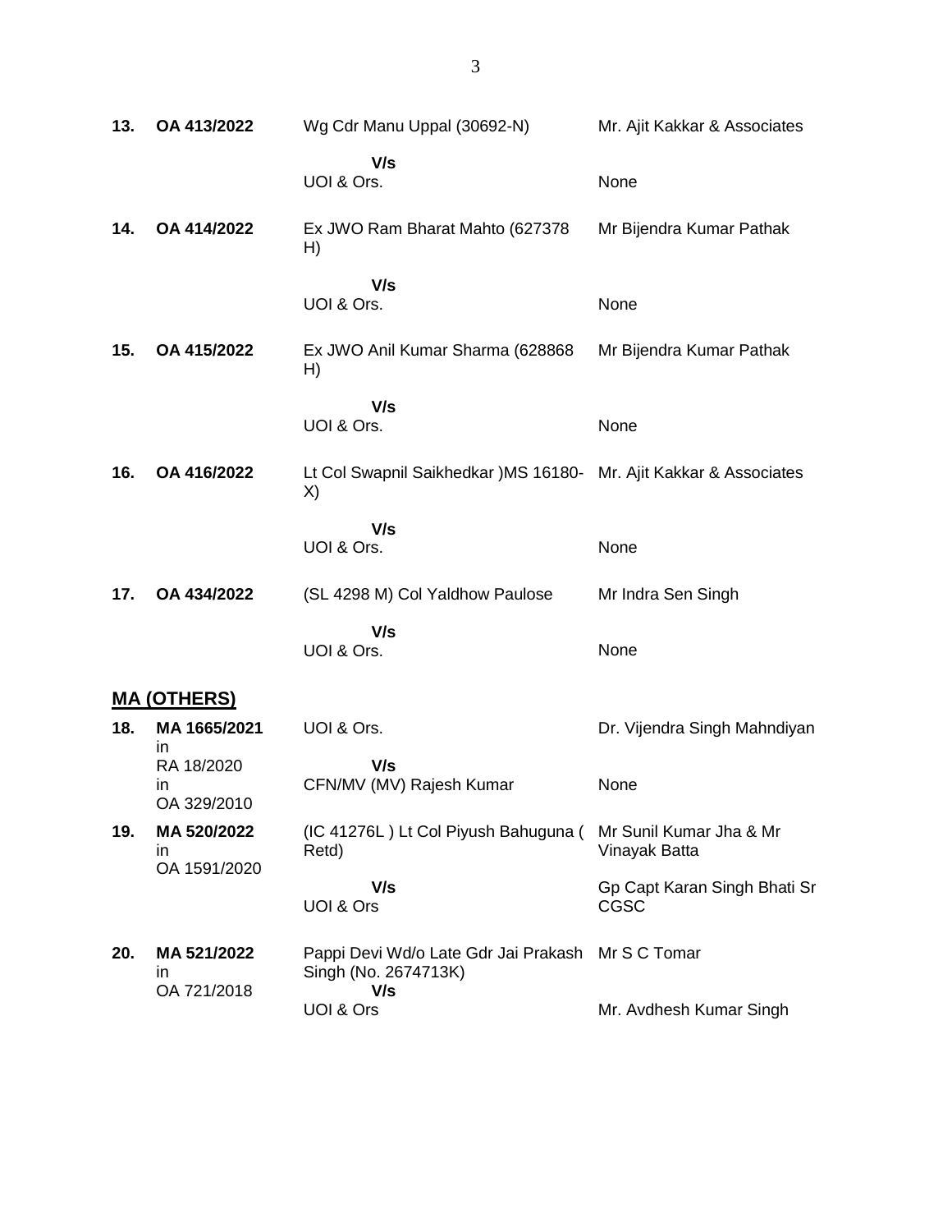| | | | |
|---|---|---|---|
| **13.** | **OA 413/2022** | Wg Cdr Manu Uppal (30692-N) | Mr. Ajit Kakkar & Associates |
| | | **V/s** | |
| | | UOI & Ors. | None |
| **14.** | **OA 414/2022** | Ex JWO Ram Bharat Mahto (627378 H) | Mr Bijendra Kumar Pathak |
| | | **V/s** | |
| | | UOI & Ors. | None |
| **15.** | **OA 415/2022** | Ex JWO Anil Kumar Sharma (628868 H) | Mr Bijendra Kumar Pathak |
| | | **V/s** | |
| | | UOI & Ors. | None |
| **16.** | **OA 416/2022** | Lt Col Swapnil Saikhedkar )MS 16180-X) | Mr. Ajit Kakkar & Associates |
| | | **V/s** | |
| | | UOI & Ors. | None |
| **17.** | **OA 434/2022** | (SL 4298 M) Col Yaldhow Paulose | Mr Indra Sen Singh |
| | | **V/s** | |
| | | UOI & Ors. | None |

## MA (OTHERS)

| | | | |
|---|---|---|---|
| **18.** | **MA 1665/2021** in RA 18/2020 in OA 329/2010 | UOI & Ors. | Dr. Vijendra Singh Mahndiyan |
| | | **V/s** | |
| | | CFN/MV (MV) Rajesh Kumar | None |
| **19.** | **MA 520/2022** in OA 1591/2020 | (IC 41276L ) Lt Col Piyush Bahuguna ( Retd) | Mr Sunil Kumar Jha & Mr Vinayak Batta |
| | | **V/s** | |
| | | UOI & Ors | Gp Capt Karan Singh Bhati Sr CGSC |
| **20.** | **MA 521/2022** in OA 721/2018 | Pappi Devi Wd/o Late Gdr Jai Prakash Singh (No. 2674713K) | Mr S C Tomar |
| | | **V/s** | |
| | | UOI & Ors | Mr. Avdhesh Kumar Singh |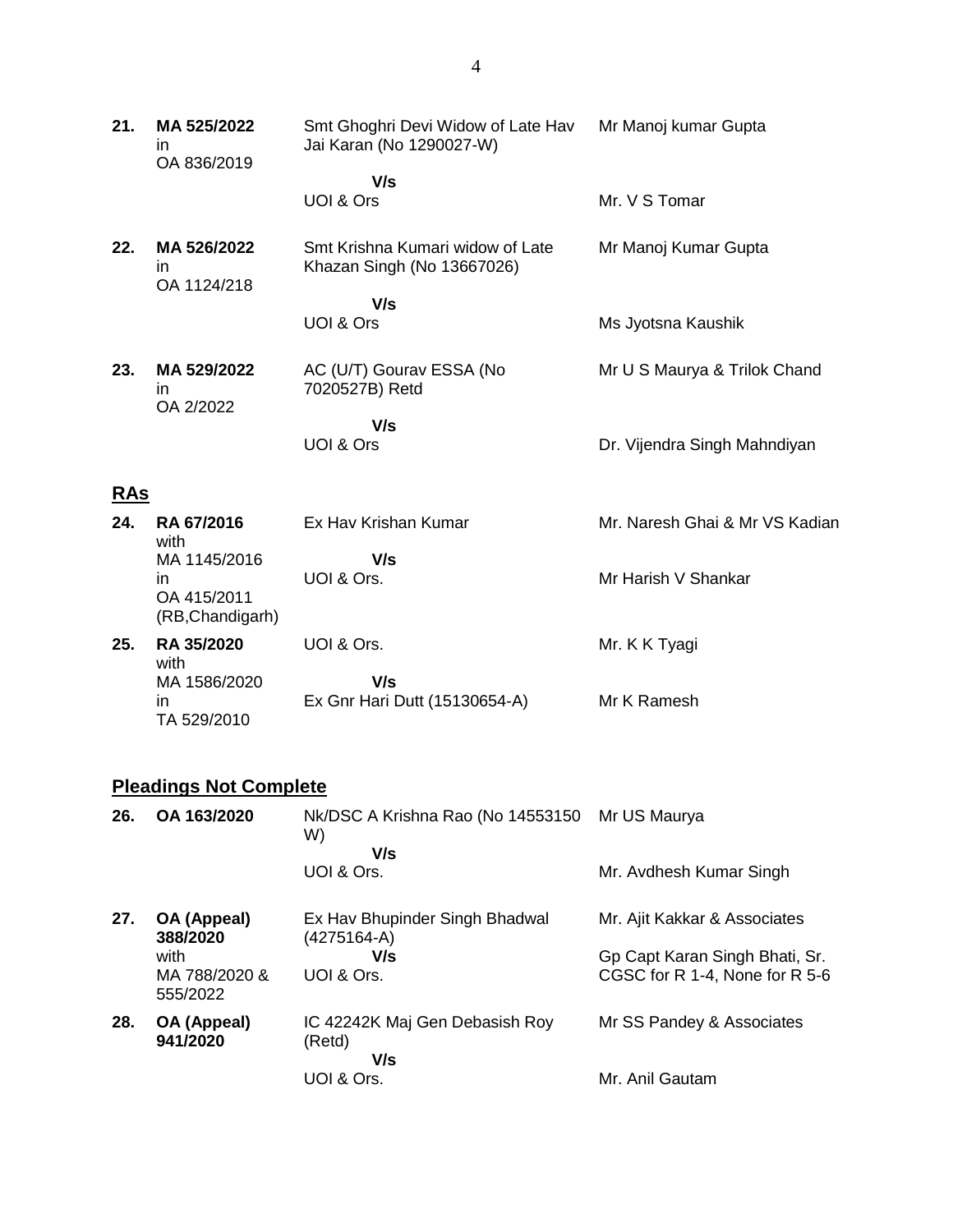| | | | |
|---|---|---|---|
| **21.** | **MA 525/2022** in OA 836/2019 | Smt Ghoghri Devi Widow of Late Hav Jai Karan (No 1290027-W) **V/s** UOI & Ors | Mr Manoj kumar Gupta<br><br>Mr. V S Tomar |
| **22.** | **MA 526/2022** in OA 1124/218 | Smt Krishna Kumari widow of Late Khazan Singh (No 13667026) **V/s** UOI & Ors | Mr Manoj Kumar Gupta<br><br>Ms Jyotsna Kaushik |
| **23.** | **MA 529/2022** in OA 2/2022 | AC (U/T) Gourav ESSA (No 7020527B) Retd **V/s** UOI & Ors | Mr U S Maurya & Trilok Chand<br><br>Dr. Vijendra Singh Mahndiyan |

## RAs

| | | | |
|---|---|---|---|
| **24.** | **RA 67/2016** with MA 1145/2016 in OA 415/2011 (RB,Chandigarh) | Ex Hav Krishan Kumar **V/s** UOI & Ors. | Mr. Naresh Ghai & Mr VS Kadian<br><br>Mr Harish V Shankar |
| **25.** | **RA 35/2020** with MA 1586/2020 in TA 529/2010 | UOI & Ors. **V/s** Ex Gnr Hari Dutt (15130654-A) | Mr. K K Tyagi<br><br>Mr K Ramesh |

## Pleadings Not Complete

| | | | |
|---|---|---|---|
| **26.** | **OA 163/2020** | Nk/DSC A Krishna Rao (No 14553150 W) **V/s** UOI & Ors. | Mr US Maurya<br><br>Mr. Avdhesh Kumar Singh |
| **27.** | **OA (Appeal) 388/2020** with MA 788/2020 & 555/2022 | Ex Hav Bhupinder Singh Bhadwal (4275164-A) **V/s** UOI & Ors. | Mr. Ajit Kakkar & Associates<br><br>Gp Capt Karan Singh Bhati, Sr. CGSC for R 1-4, None for R 5-6 |
| **28.** | **OA (Appeal) 941/2020** | IC 42242K Maj Gen Debasish Roy (Retd) **V/s** UOI & Ors. | Mr SS Pandey & Associates<br><br>Mr. Anil Gautam |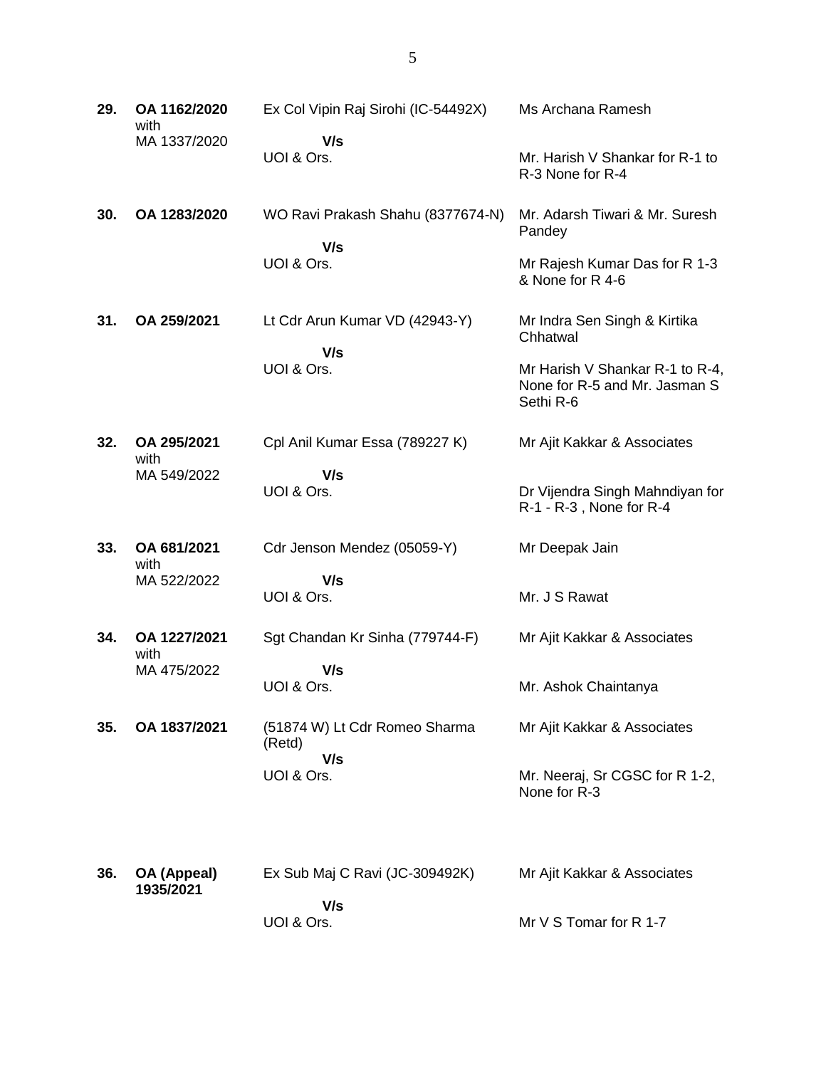| | | | |
|---|---|---|---|
| **29.** | **OA 1162/2020** with MA 1337/2020 | Ex Col Vipin Raj Sirohi (IC-54492X) **V/s** UOI & Ors. | Ms Archana Ramesh<br><br>Mr. Harish V Shankar for R-1 to R-3 None for R-4 |
| **30.** | **OA 1283/2020** | WO Ravi Prakash Shahu (8377674-N) **V/s** UOI & Ors. | Mr. Adarsh Tiwari & Mr. Suresh Pandey<br><br>Mr Rajesh Kumar Das for R 1-3 & None for R 4-6 |
| **31.** | **OA 259/2021** | Lt Cdr Arun Kumar VD (42943-Y) **V/s** UOI & Ors. | Mr Indra Sen Singh & Kirtika Chhatwal<br><br>Mr Harish V Shankar R-1 to R-4, None for R-5 and Mr. Jasman S Sethi R-6 |
| **32.** | **OA 295/2021** with MA 549/2022 | Cpl Anil Kumar Essa (789227 K) **V/s** UOI & Ors. | Mr Ajit Kakkar & Associates<br><br>Dr Vijendra Singh Mahndiyan for R-1 - R-3 , None for R-4 |
| **33.** | **OA 681/2021** with MA 522/2022 | Cdr Jenson Mendez (05059-Y) **V/s** UOI & Ors. | Mr Deepak Jain<br><br>Mr. J S Rawat |
| **34.** | **OA 1227/2021** with MA 475/2022 | Sgt Chandan Kr Sinha (779744-F) **V/s** UOI & Ors. | Mr Ajit Kakkar & Associates<br><br>Mr. Ashok Chaintanya |
| **35.** | **OA 1837/2021** | (51874 W) Lt Cdr Romeo Sharma (Retd) **V/s** UOI & Ors. | Mr Ajit Kakkar & Associates<br><br>Mr. Neeraj, Sr CGSC for R 1-2, None for R-3 |
| **36.** | **OA (Appeal) 1935/2021** | Ex Sub Maj C Ravi (JC-309492K) **V/s** UOI & Ors. | Mr Ajit Kakkar & Associates<br><br>Mr V S Tomar for R 1-7 |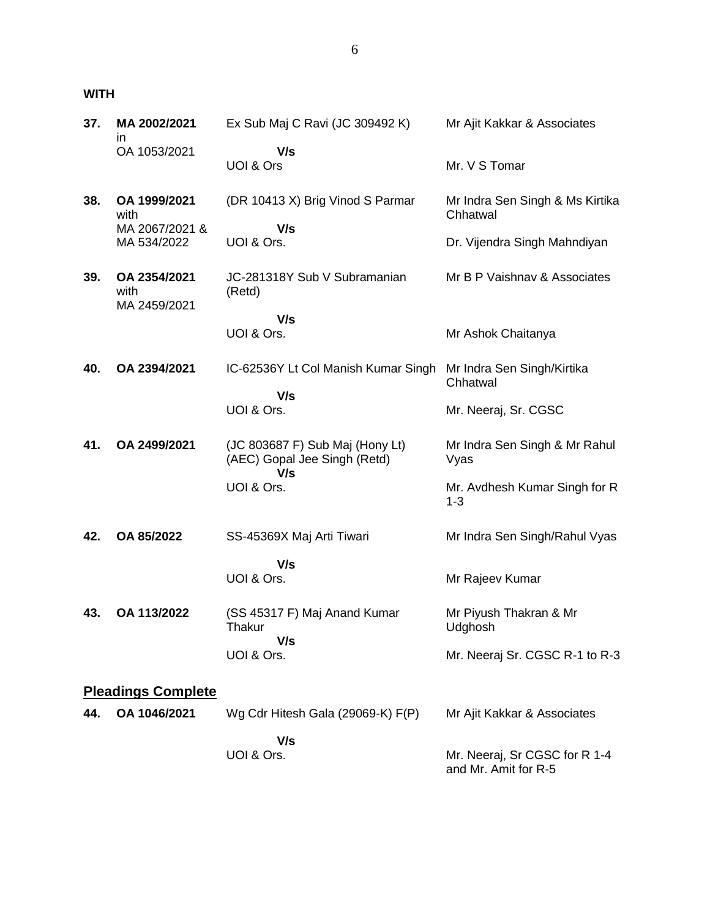**WITH**

| | | | |
|---|---|---|---|
| **37.** | **MA 2002/2021** in OA 1053/2021 | Ex Sub Maj C Ravi (JC 309492 K)<br>**V/s**<br>UOI & Ors | Mr Ajit Kakkar & Associates<br><br>Mr. V S Tomar |
| **38.** | **OA 1999/2021** with MA 2067/2021 & MA 534/2022 | (DR 10413 X) Brig Vinod S Parmar<br>**V/s**<br>UOI & Ors. | Mr Indra Sen Singh & Ms Kirtika Chhatwal<br><br>Dr. Vijendra Singh Mahndiyan |
| **39.** | **OA 2354/2021** with MA 2459/2021 | JC-281318Y Sub V Subramanian (Retd)<br>**V/s**<br>UOI & Ors. | Mr B P Vaishnav & Associates<br><br>Mr Ashok Chaitanya |
| **40.** | **OA 2394/2021** | IC-62536Y Lt Col Manish Kumar Singh<br>**V/s**<br>UOI & Ors. | Mr Indra Sen Singh/Kirtika Chhatwal<br><br>Mr. Neeraj, Sr. CGSC |
| **41.** | **OA 2499/2021** | (JC 803687 F) Sub Maj (Hony Lt) (AEC) Gopal Jee Singh (Retd)<br>**V/s**<br>UOI & Ors. | Mr Indra Sen Singh & Mr Rahul Vyas<br><br>Mr. Avdhesh Kumar Singh for R 1-3 |
| **42.** | **OA 85/2022** | SS-45369X Maj Arti Tiwari<br>**V/s**<br>UOI & Ors. | Mr Indra Sen Singh/Rahul Vyas<br><br>Mr Rajeev Kumar |
| **43.** | **OA 113/2022** | (SS 45317 F) Maj Anand Kumar Thakur<br>**V/s**<br>UOI & Ors. | Mr Piyush Thakran & Mr Udghosh<br><br>Mr. Neeraj Sr. CGSC R-1 to R-3 |

## **Pleadings Complete**

| | | | |
|---|---|---|---|
| **44.** | **OA 1046/2021** | Wg Cdr Hitesh Gala (29069-K) F(P)<br>**V/s**<br>UOI & Ors. | Mr Ajit Kakkar & Associates<br><br>Mr. Neeraj, Sr CGSC for R 1-4 and Mr. Amit for R-5 |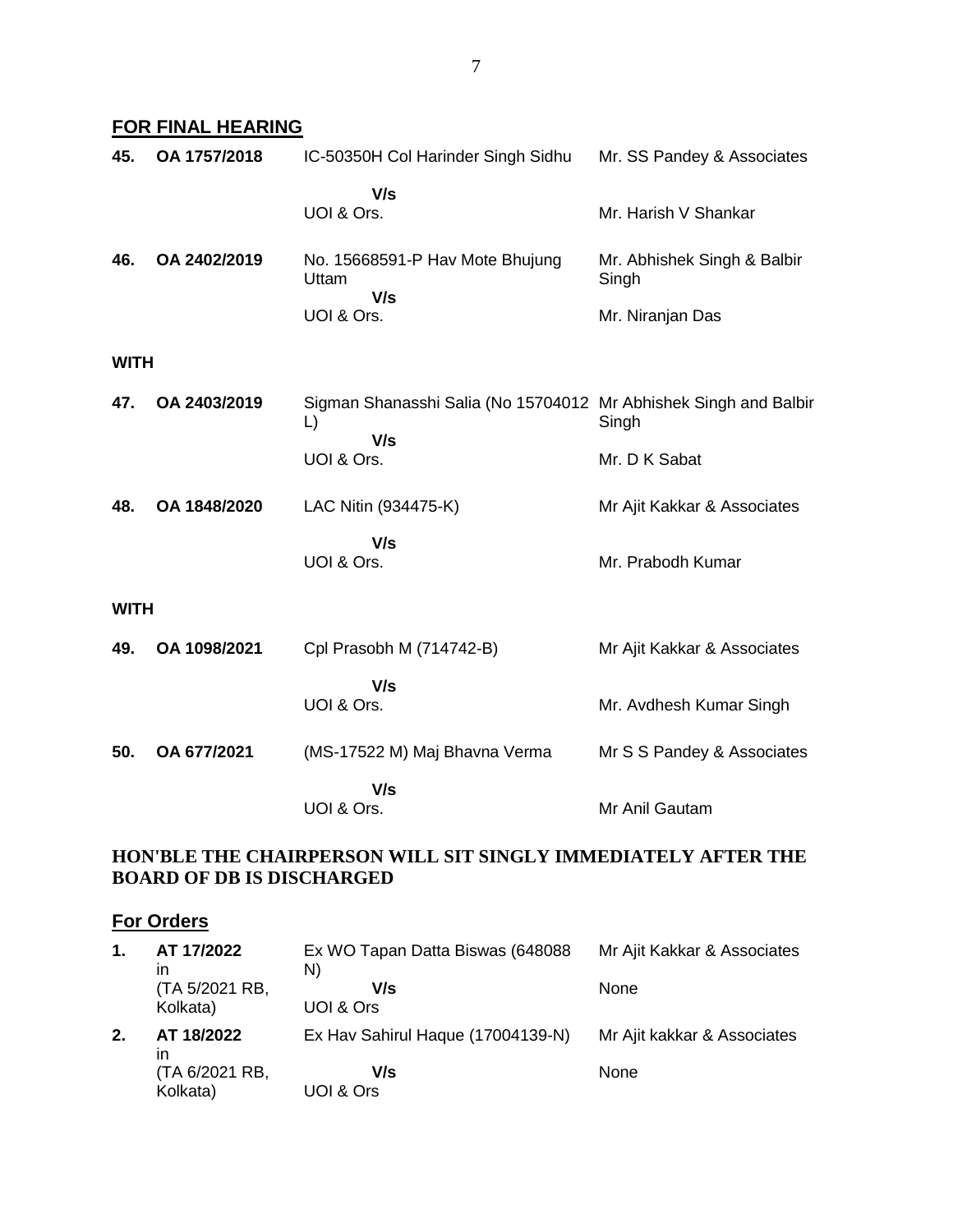## FOR FINAL HEARING

| | | | |
|---|---|---|---|
| **45.** | **OA 1757/2018** | IC-50350H Col Harinder Singh Sidhu | Mr. SS Pandey & Associates |
| | | **V/s** | |
| | | UOI & Ors. | Mr. Harish V Shankar |
| **46.** | **OA 2402/2019** | No. 15668591-P Hav Mote Bhujung Uttam | Mr. Abhishek Singh & Balbir Singh |
| | | **V/s** | |
| | | UOI & Ors. | Mr. Niranjan Das |

**WITH**

| | | | |
|---|---|---|---|
| **47.** | **OA 2403/2019** | Sigman Shanasshi Salia (No 15704012 L) | Mr Abhishek Singh and Balbir Singh |
| | | **V/s** | |
| | | UOI & Ors. | Mr. D K Sabat |
| **48.** | **OA 1848/2020** | LAC Nitin (934475-K) | Mr Ajit Kakkar & Associates |
| | | **V/s** | |
| | | UOI & Ors. | Mr. Prabodh Kumar |

**WITH**

| | | | |
|---|---|---|---|
| **49.** | **OA 1098/2021** | Cpl Prasobh M (714742-B) | Mr Ajit Kakkar & Associates |
| | | **V/s** | |
| | | UOI & Ors. | Mr. Avdhesh Kumar Singh |
| **50.** | **OA 677/2021** | (MS-17522 M) Maj Bhavna Verma | Mr S S Pandey & Associates |
| | | **V/s** | |
| | | UOI & Ors. | Mr Anil Gautam |

**HON'BLE THE CHAIRPERSON WILL SIT SINGLY IMMEDIATELY AFTER THE BOARD OF DB IS DISCHARGED**

## For Orders

| | | | |
|---|---|---|---|
| **1.** | **AT 17/2022** in (TA 5/2021 RB, Kolkata) | Ex WO Tapan Datta Biswas (648088 N) | Mr Ajit Kakkar & Associates |
| | | **V/s** | |
| | | UOI & Ors | None |
| **2.** | **AT 18/2022** in (TA 6/2021 RB, Kolkata) | Ex Hav Sahirul Haque (17004139-N) | Mr Ajit kakkar & Associates |
| | | **V/s** | |
| | | UOI & Ors | None |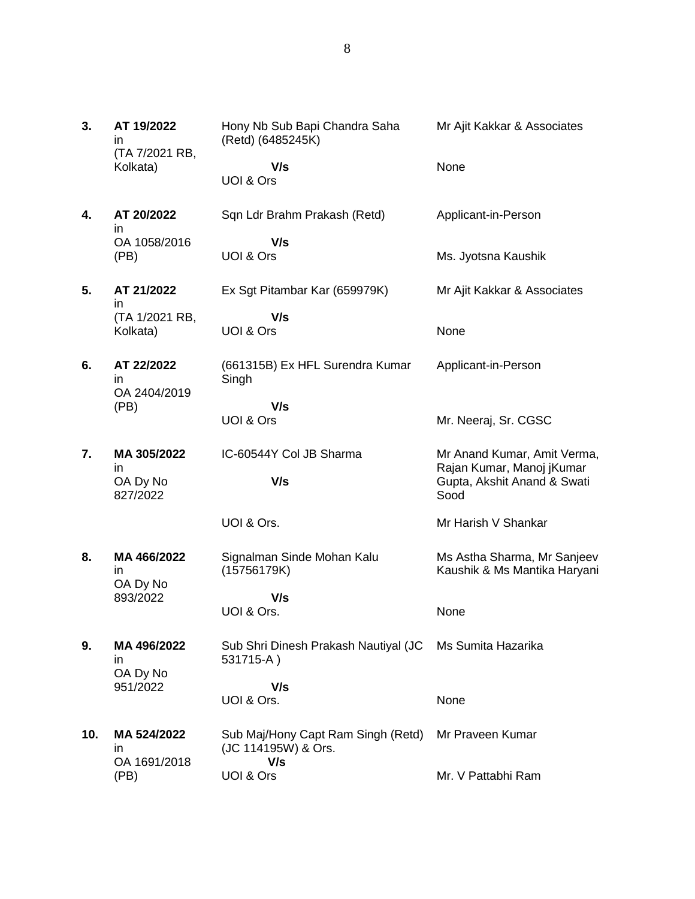| | | | |
|---|---|---|---|
| **3.** | **AT 19/2022** in (TA 7/2021 RB, Kolkata) | Hony Nb Sub Bapi Chandra Saha (Retd) (6485245K)<br>**V/s**<br>UOI & Ors | Mr Ajit Kakkar & Associates<br><br>None |
| **4.** | **AT 20/2022** in OA 1058/2016 (PB) | Sqn Ldr Brahm Prakash (Retd)<br>**V/s**<br>UOI & Ors | Applicant-in-Person<br><br>Ms. Jyotsna Kaushik |
| **5.** | **AT 21/2022** in (TA 1/2021 RB, Kolkata) | Ex Sgt Pitambar Kar (659979K)<br>**V/s**<br>UOI & Ors | Mr Ajit Kakkar & Associates<br><br>None |
| **6.** | **AT 22/2022** in OA 2404/2019 (PB) | (661315B) Ex HFL Surendra Kumar Singh<br>**V/s**<br>UOI & Ors | Applicant-in-Person<br><br>Mr. Neeraj, Sr. CGSC |
| **7.** | **MA 305/2022** in OA Dy No 827/2022 | IC-60544Y Col JB Sharma<br>**V/s**<br>UOI & Ors. | Mr Anand Kumar, Amit Verma, Rajan Kumar, Manoj jKumar Gupta, Akshit Anand & Swati Sood<br><br>Mr Harish V Shankar |
| **8.** | **MA 466/2022** in OA Dy No 893/2022 | Signalman Sinde Mohan Kalu (15756179K)<br>**V/s**<br>UOI & Ors. | Ms Astha Sharma, Mr Sanjeev Kaushik & Ms Mantika Haryani<br><br>None |
| **9.** | **MA 496/2022** in OA Dy No 951/2022 | Sub Shri Dinesh Prakash Nautiyal (JC 531715-A )<br>**V/s**<br>UOI & Ors. | Ms Sumita Hazarika<br><br>None |
| **10.** | **MA 524/2022** in OA 1691/2018 (PB) | Sub Maj/Hony Capt Ram Singh (Retd) (JC 114195W) & Ors.<br>**V/s**<br>UOI & Ors | Mr Praveen Kumar<br><br>Mr. V Pattabhi Ram |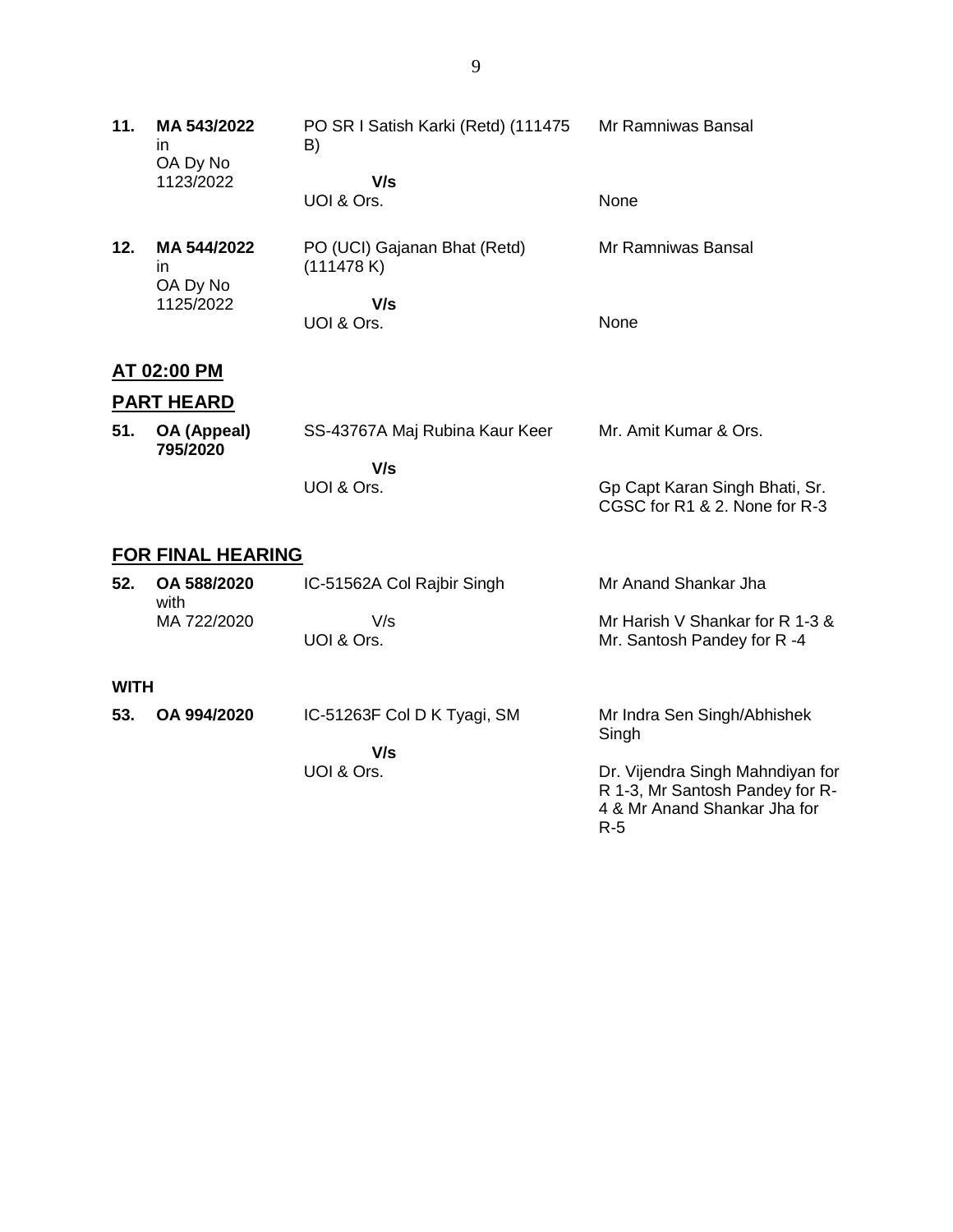| | | | |
|---|---|---|---|
| **11.** | **MA 543/2022** in OA Dy No 1123/2022 | PO SR I Satish Karki (Retd) (111475 B) **V/s** UOI & Ors. | Mr Ramniwas Bansal<br><br>None |
| **12.** | **MA 544/2022** in OA Dy No 1125/2022 | PO (UCI) Gajanan Bhat (Retd) (111478 K) **V/s** UOI & Ors. | Mr Ramniwas Bansal<br><br>None |

## AT 02:00 PM

## PART HEARD

| | | | |
|---|---|---|---|
| **51.** | **OA (Appeal) 795/2020** | SS-43767A Maj Rubina Kaur Keer **V/s** UOI & Ors. | Mr. Amit Kumar & Ors.<br><br>Gp Capt Karan Singh Bhati, Sr. CGSC for R1 & 2. None for R-3 |

## FOR FINAL HEARING

| | | | |
|---|---|---|---|
| **52.** | **OA 588/2020** with MA 722/2020 | IC-51562A Col Rajbir Singh V/s UOI & Ors. | Mr Anand Shankar Jha<br><br>Mr Harish V Shankar for R 1-3 & Mr. Santosh Pandey for R -4 |

**WITH**

| | | | |
|---|---|---|---|
| **53.** | **OA 994/2020** | IC-51263F Col D K Tyagi, SM **V/s** UOI & Ors. | Mr Indra Sen Singh/Abhishek Singh<br><br>Dr. Vijendra Singh Mahndiyan for R 1-3, Mr Santosh Pandey for R-4 & Mr Anand Shankar Jha for R-5 |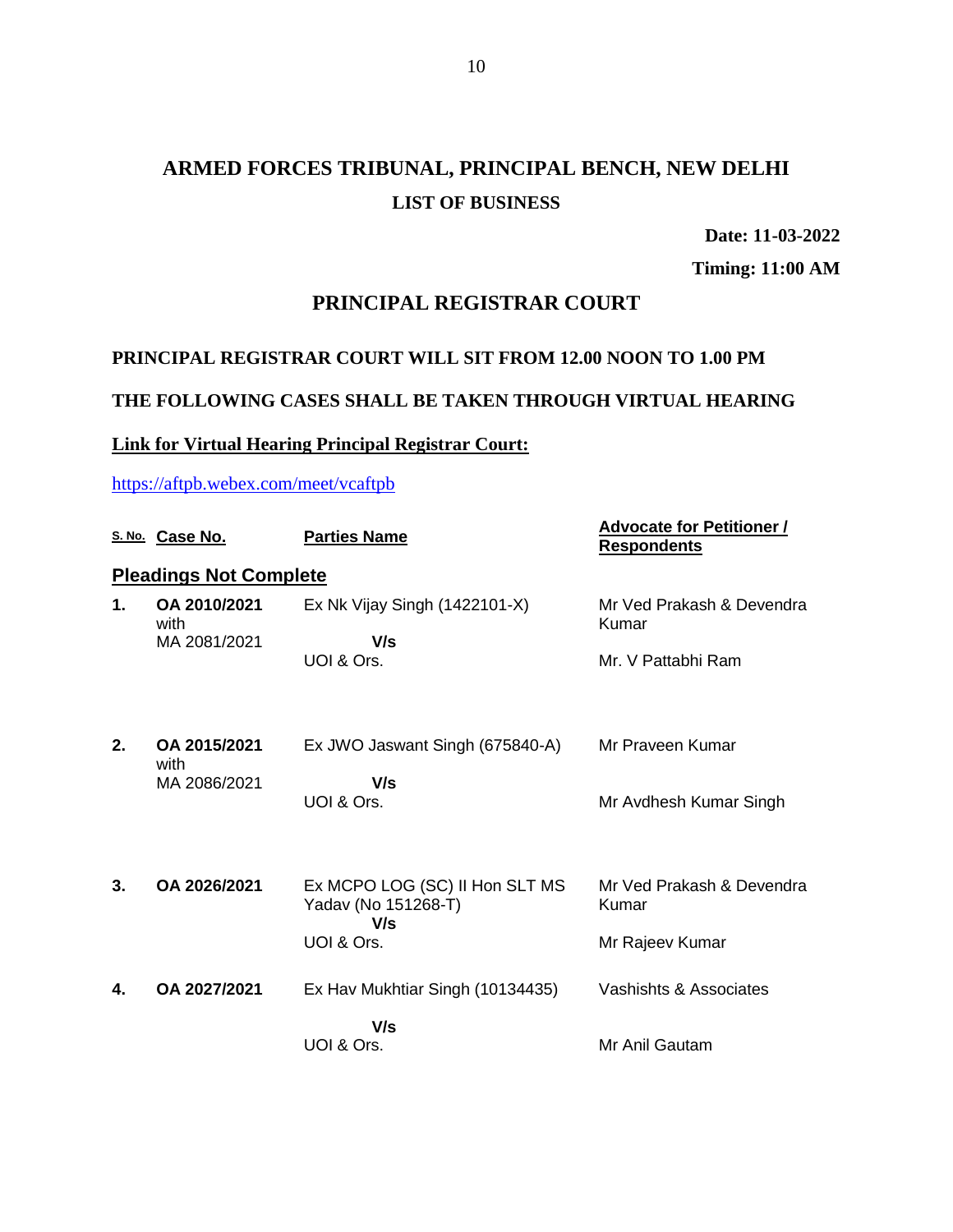# ARMED FORCES TRIBUNAL, PRINCIPAL BENCH, NEW DELHI

## LIST OF BUSINESS

**Date: 11-03-2022**

**Timing: 11:00 AM**

## PRINCIPAL REGISTRAR COURT

**PRINCIPAL REGISTRAR COURT WILL SIT FROM 12.00 NOON TO 1.00 PM**

**THE FOLLOWING CASES SHALL BE TAKEN THROUGH VIRTUAL HEARING**

**Link for Virtual Hearing Principal Registrar Court:**

https://aftpb.webex.com/meet/vcaftpb

| S. No. | Case No. | Parties Name | Advocate for Petitioner / Respondents |
|---|---|---|---|
| **Pleadings Not Complete** | | | |
| **1.** | **OA 2010/2021** with MA 2081/2021 | Ex Nk Vijay Singh (1422101-X) **V/s** UOI & Ors. | Mr Ved Prakash & Devendra Kumar<br>Mr. V Pattabhi Ram |
| **2.** | **OA 2015/2021** with MA 2086/2021 | Ex JWO Jaswant Singh (675840-A) **V/s** UOI & Ors. | Mr Praveen Kumar<br>Mr Avdhesh Kumar Singh |
| **3.** | **OA 2026/2021** | Ex MCPO LOG (SC) II Hon SLT MS Yadav (No 151268-T) **V/s** UOI & Ors. | Mr Ved Prakash & Devendra Kumar<br>Mr Rajeev Kumar |
| **4.** | **OA 2027/2021** | Ex Hav Mukhtiar Singh (10134435) **V/s** UOI & Ors. | Vashishts & Associates<br>Mr Anil Gautam |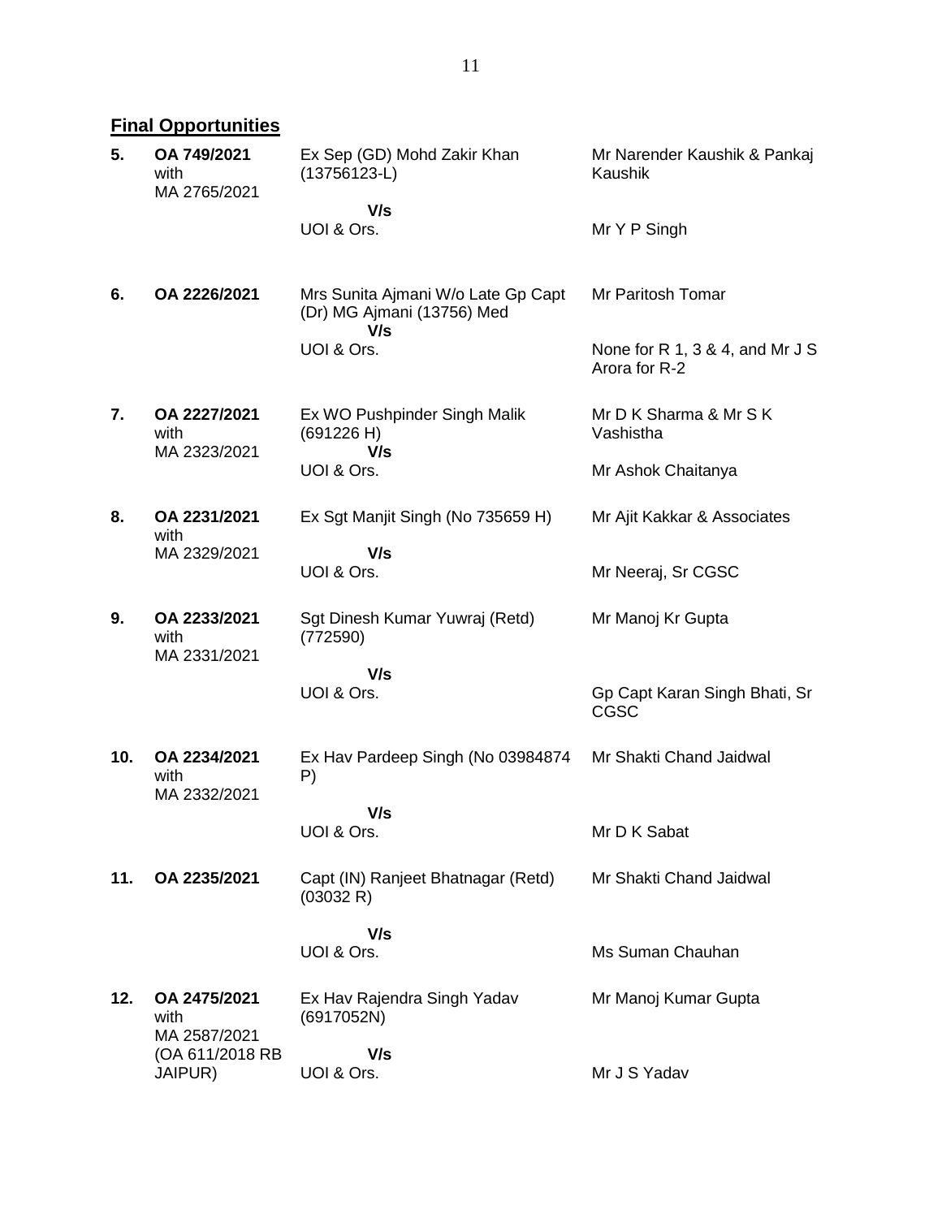## Final Opportunities

| | | | |
|---|---|---|---|
| 5. | OA 749/2021 with MA 2765/2021 | Ex Sep (GD) Mohd Zakir Khan (13756123-L)<br>V/s<br>UOI & Ors. | Mr Narender Kaushik & Pankaj Kaushik<br><br>Mr Y P Singh |
| 6. | OA 2226/2021 | Mrs Sunita Ajmani W/o Late Gp Capt (Dr) MG Ajmani (13756) Med<br>V/s<br>UOI & Ors. | Mr Paritosh Tomar<br><br>None for R 1, 3 & 4, and Mr J S Arora for R-2 |
| 7. | OA 2227/2021 with MA 2323/2021 | Ex WO Pushpinder Singh Malik (691226 H)<br>V/s<br>UOI & Ors. | Mr D K Sharma & Mr S K Vashistha<br><br>Mr Ashok Chaitanya |
| 8. | OA 2231/2021 with MA 2329/2021 | Ex Sgt Manjit Singh (No 735659 H)<br>V/s<br>UOI & Ors. | Mr Ajit Kakkar & Associates<br><br>Mr Neeraj, Sr CGSC |
| 9. | OA 2233/2021 with MA 2331/2021 | Sgt Dinesh Kumar Yuwraj (Retd) (772590)<br>V/s<br>UOI & Ors. | Mr Manoj Kr Gupta<br><br>Gp Capt Karan Singh Bhati, Sr CGSC |
| 10. | OA 2234/2021 with MA 2332/2021 | Ex Hav Pardeep Singh (No 03984874 P)<br>V/s<br>UOI & Ors. | Mr Shakti Chand Jaidwal<br><br>Mr D K Sabat |
| 11. | OA 2235/2021 | Capt (IN) Ranjeet Bhatnagar (Retd) (03032 R)<br>V/s<br>UOI & Ors. | Mr Shakti Chand Jaidwal<br><br>Ms Suman Chauhan |
| 12. | OA 2475/2021 with MA 2587/2021 (OA 611/2018 RB JAIPUR) | Ex Hav Rajendra Singh Yadav (6917052N)<br>V/s<br>UOI & Ors. | Mr Manoj Kumar Gupta<br><br>Mr J S Yadav |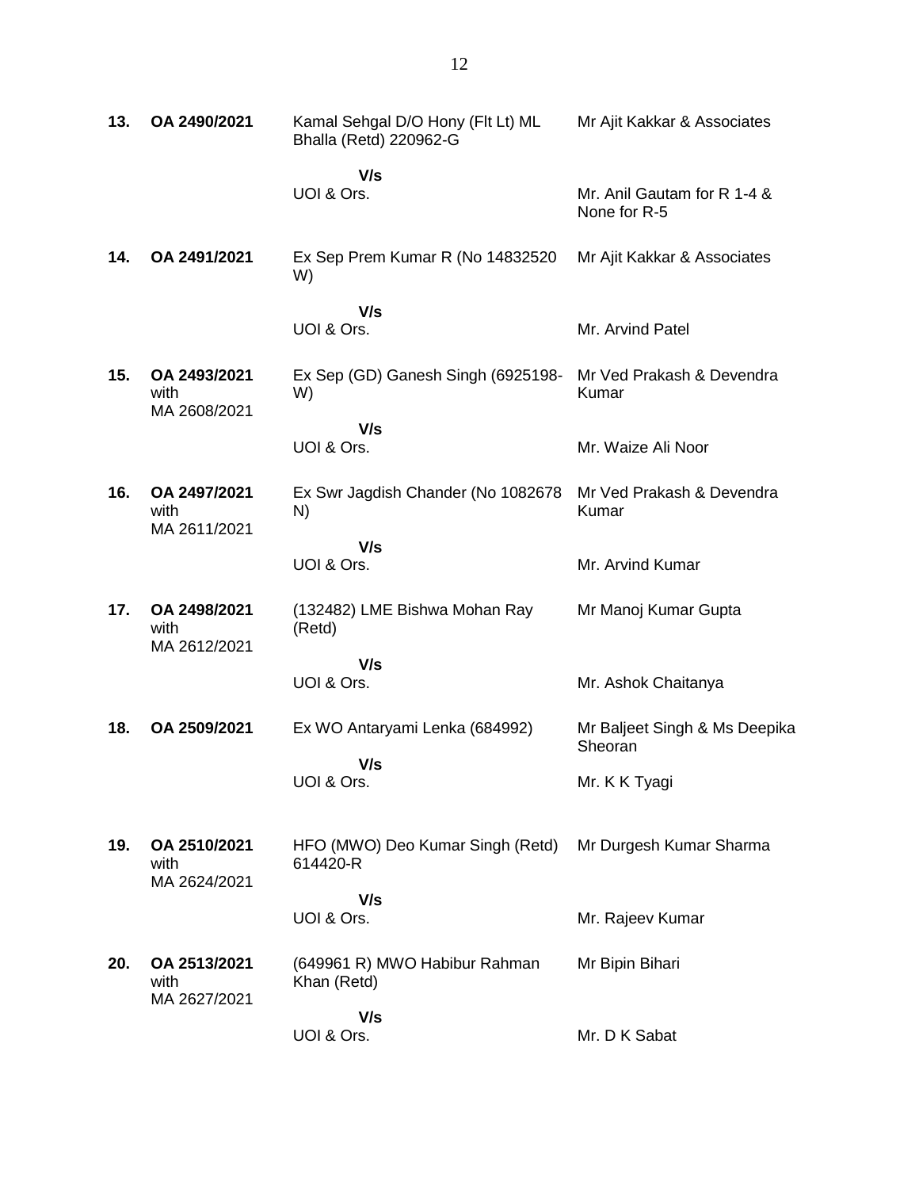| | | | |
|---|---|---|---|
| **13.** | **OA 2490/2021** | Kamal Sehgal D/O Hony (Flt Lt) ML Bhalla (Retd) 220962-G<br><br>**V/s**<br>UOI & Ors. | Mr Ajit Kakkar & Associates<br><br>Mr. Anil Gautam for R 1-4 & None for R-5 |
| **14.** | **OA 2491/2021** | Ex Sep Prem Kumar R (No 14832520 W)<br><br>**V/s**<br>UOI & Ors. | Mr Ajit Kakkar & Associates<br><br>Mr. Arvind Patel |
| **15.** | **OA 2493/2021** with MA 2608/2021 | Ex Sep (GD) Ganesh Singh (6925198-W)<br><br>**V/s**<br>UOI & Ors. | Mr Ved Prakash & Devendra Kumar<br><br>Mr. Waize Ali Noor |
| **16.** | **OA 2497/2021** with MA 2611/2021 | Ex Swr Jagdish Chander (No 1082678 N)<br><br>**V/s**<br>UOI & Ors. | Mr Ved Prakash & Devendra Kumar<br><br>Mr. Arvind Kumar |
| **17.** | **OA 2498/2021** with MA 2612/2021 | (132482) LME Bishwa Mohan Ray (Retd)<br><br>**V/s**<br>UOI & Ors. | Mr Manoj Kumar Gupta<br><br>Mr. Ashok Chaitanya |
| **18.** | **OA 2509/2021** | Ex WO Antaryami Lenka (684992)<br><br>**V/s**<br>UOI & Ors. | Mr Baljeet Singh & Ms Deepika Sheoran<br><br>Mr. K K Tyagi |
| **19.** | **OA 2510/2021** with MA 2624/2021 | HFO (MWO) Deo Kumar Singh (Retd) 614420-R<br><br>**V/s**<br>UOI & Ors. | Mr Durgesh Kumar Sharma<br><br>Mr. Rajeev Kumar |
| **20.** | **OA 2513/2021** with MA 2627/2021 | (649961 R) MWO Habibur Rahman Khan (Retd)<br><br>**V/s**<br>UOI & Ors. | Mr Bipin Bihari<br><br>Mr. D K Sabat |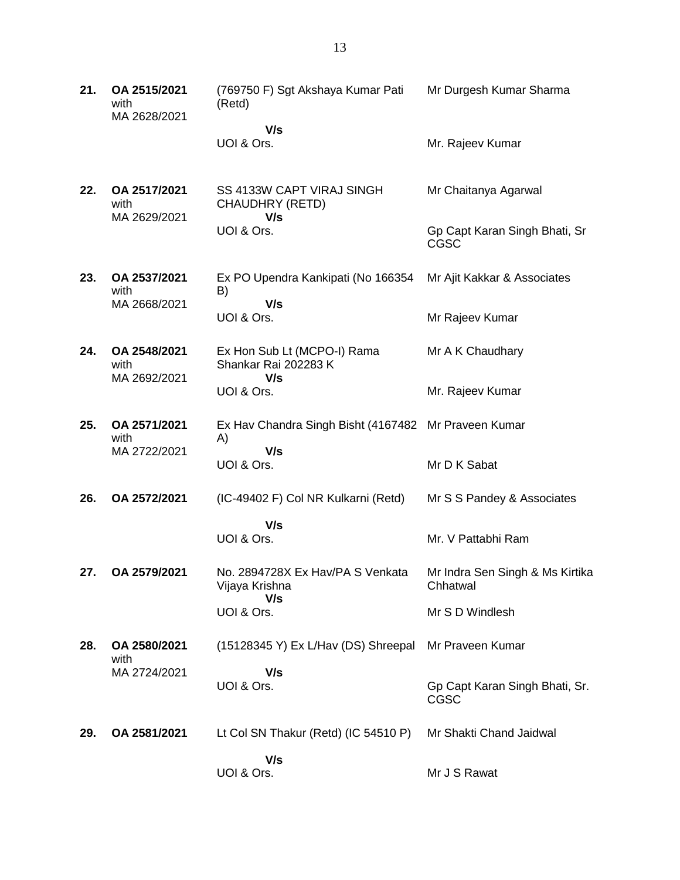| | | | |
|---|---|---|---|
| **21.** | **OA 2515/2021** with MA 2628/2021 | (769750 F) Sgt Akshaya Kumar Pati (Retd) **V/s** UOI & Ors. | Mr Durgesh Kumar Sharma<br><br>Mr. Rajeev Kumar |
| **22.** | **OA 2517/2021** with MA 2629/2021 | SS 4133W CAPT VIRAJ SINGH CHAUDHRY (RETD) **V/s** UOI & Ors. | Mr Chaitanya Agarwal<br><br>Gp Capt Karan Singh Bhati, Sr CGSC |
| **23.** | **OA 2537/2021** with MA 2668/2021 | Ex PO Upendra Kankipati (No 166354 B) **V/s** UOI & Ors. | Mr Ajit Kakkar & Associates<br><br>Mr Rajeev Kumar |
| **24.** | **OA 2548/2021** with MA 2692/2021 | Ex Hon Sub Lt (MCPO-I) Rama Shankar Rai 202283 K **V/s** UOI & Ors. | Mr A K Chaudhary<br><br>Mr. Rajeev Kumar |
| **25.** | **OA 2571/2021** with MA 2722/2021 | Ex Hav Chandra Singh Bisht (4167482 A) **V/s** UOI & Ors. | Mr Praveen Kumar<br><br>Mr D K Sabat |
| **26.** | **OA 2572/2021** | (IC-49402 F) Col NR Kulkarni (Retd) **V/s** UOI & Ors. | Mr S S Pandey & Associates<br><br>Mr. V Pattabhi Ram |
| **27.** | **OA 2579/2021** | No. 2894728X Ex Hav/PA S Venkata Vijaya Krishna **V/s** UOI & Ors. | Mr Indra Sen Singh & Ms Kirtika Chhatwal<br><br>Mr S D Windlesh |
| **28.** | **OA 2580/2021** with MA 2724/2021 | (15128345 Y) Ex L/Hav (DS) Shreepal **V/s** UOI & Ors. | Mr Praveen Kumar<br><br>Gp Capt Karan Singh Bhati, Sr. CGSC |
| **29.** | **OA 2581/2021** | Lt Col SN Thakur (Retd) (IC 54510 P) **V/s** UOI & Ors. | Mr Shakti Chand Jaidwal<br><br>Mr J S Rawat |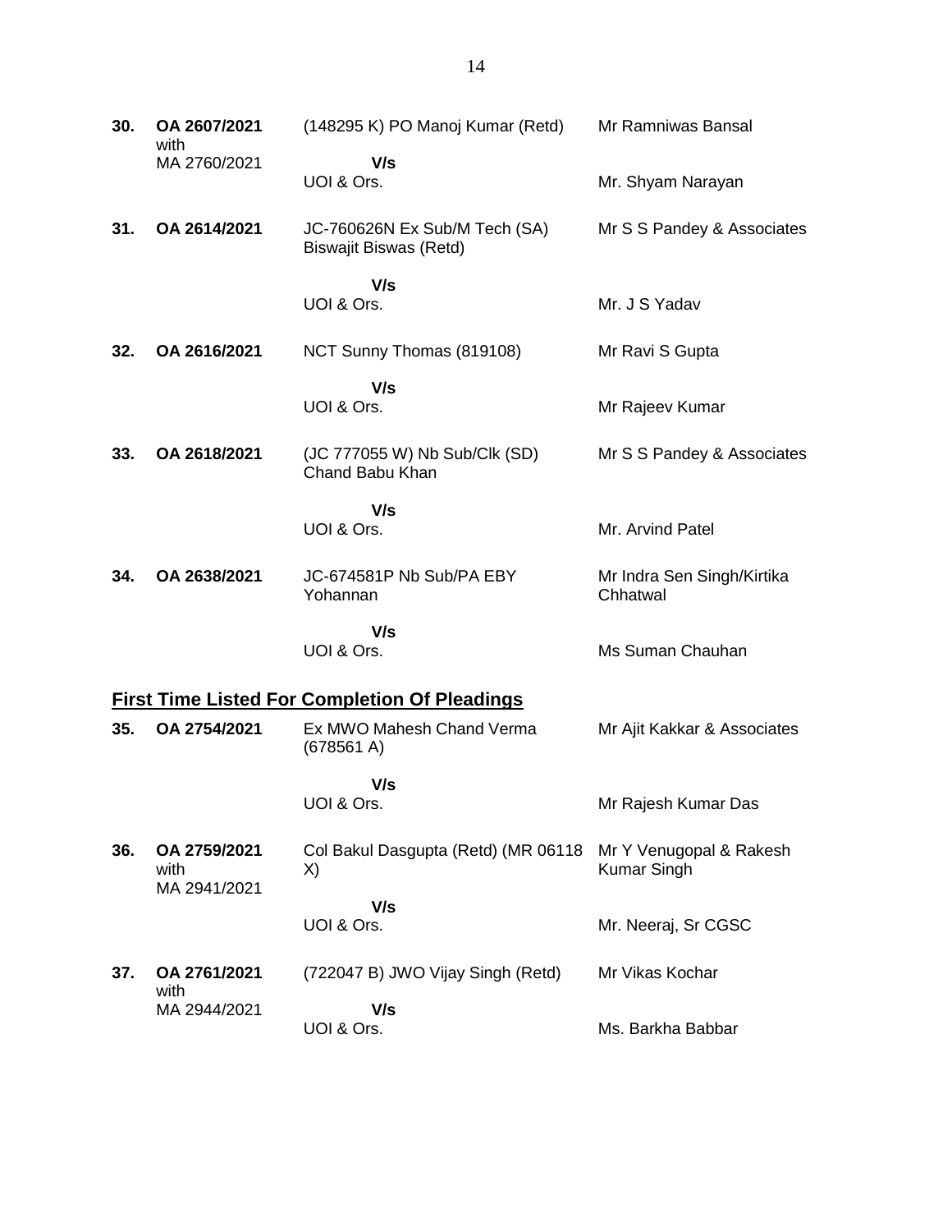| | | | |
|---|---|---|---|
| **30.** | **OA 2607/2021** with MA 2760/2021 | (148295 K) PO Manoj Kumar (Retd) **V/s** UOI & Ors. | Mr Ramniwas Bansal Mr. Shyam Narayan |
| **31.** | **OA 2614/2021** | JC-760626N Ex Sub/M Tech (SA) Biswajit Biswas (Retd) **V/s** UOI & Ors. | Mr S S Pandey & Associates Mr. J S Yadav |
| **32.** | **OA 2616/2021** | NCT Sunny Thomas (819108) **V/s** UOI & Ors. | Mr Ravi S Gupta Mr Rajeev Kumar |
| **33.** | **OA 2618/2021** | (JC 777055 W) Nb Sub/Clk (SD) Chand Babu Khan **V/s** UOI & Ors. | Mr S S Pandey & Associates Mr. Arvind Patel |
| **34.** | **OA 2638/2021** | JC-674581P Nb Sub/PA EBY Yohannan **V/s** UOI & Ors. | Mr Indra Sen Singh/Kirtika Chhatwal Ms Suman Chauhan |

## **First Time Listed For Completion Of Pleadings**

| | | | |
|---|---|---|---|
| **35.** | **OA 2754/2021** | Ex MWO Mahesh Chand Verma (678561 A) **V/s** UOI & Ors. | Mr Ajit Kakkar & Associates Mr Rajesh Kumar Das |
| **36.** | **OA 2759/2021** with MA 2941/2021 | Col Bakul Dasgupta (Retd) (MR 06118 X) **V/s** UOI & Ors. | Mr Y Venugopal & Rakesh Kumar Singh Mr. Neeraj, Sr CGSC |
| **37.** | **OA 2761/2021** with MA 2944/2021 | (722047 B) JWO Vijay Singh (Retd) **V/s** UOI & Ors. | Mr Vikas Kochar Ms. Barkha Babbar |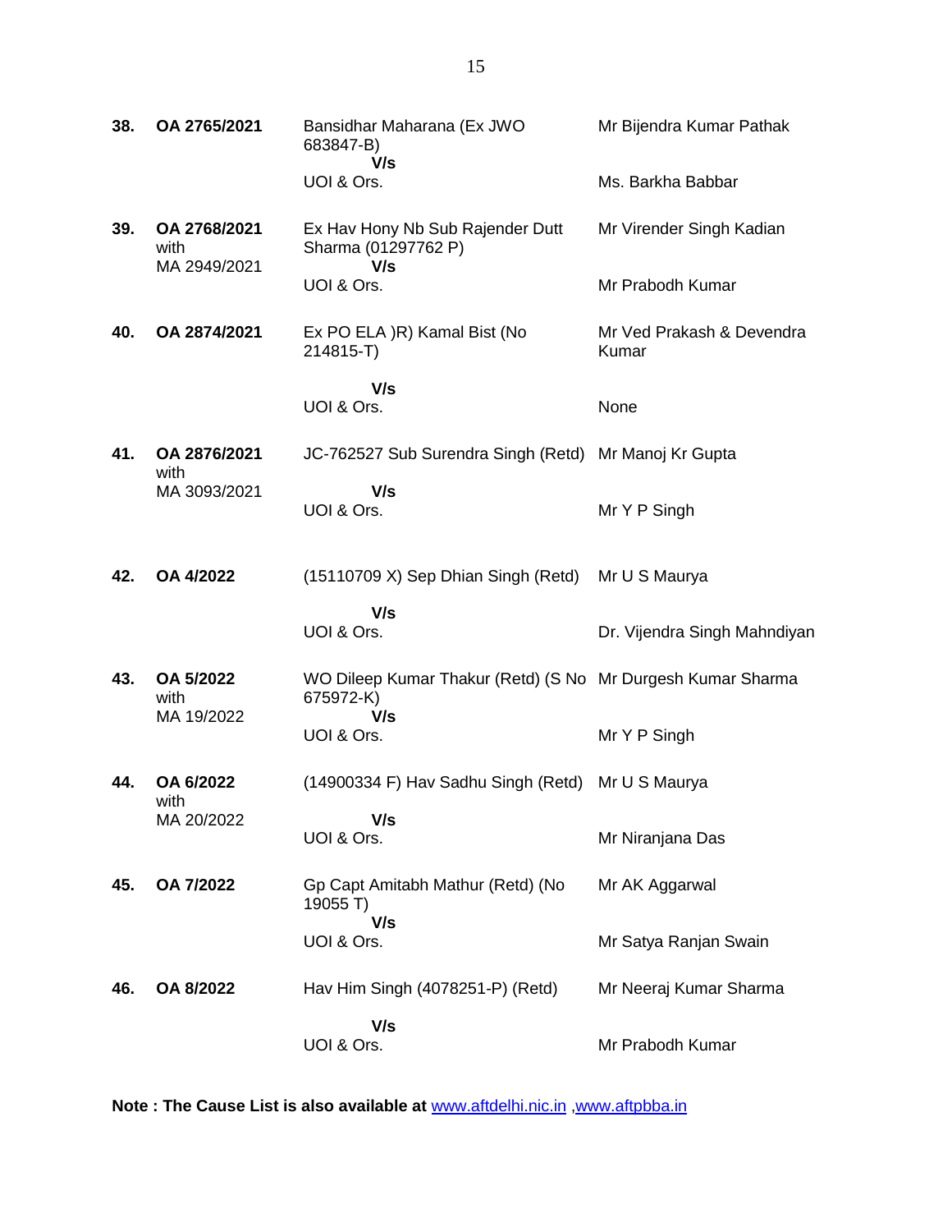| | | | |
|---|---|---|---|
| **38.** | **OA 2765/2021** | Bansidhar Maharana (Ex JWO 683847-B)<br>**V/s**<br>UOI & Ors. | Mr Bijendra Kumar Pathak<br><br>Ms. Barkha Babbar |
| **39.** | **OA 2768/2021** with MA 2949/2021 | Ex Hav Hony Nb Sub Rajender Dutt Sharma (01297762 P)<br>**V/s**<br>UOI & Ors. | Mr Virender Singh Kadian<br><br>Mr Prabodh Kumar |
| **40.** | **OA 2874/2021** | Ex PO ELA )R) Kamal Bist (No 214815-T)<br>**V/s**<br>UOI & Ors. | Mr Ved Prakash & Devendra Kumar<br><br>None |
| **41.** | **OA 2876/2021** with MA 3093/2021 | JC-762527 Sub Surendra Singh (Retd)<br>**V/s**<br>UOI & Ors. | Mr Manoj Kr Gupta<br><br>Mr Y P Singh |
| **42.** | **OA 4/2022** | (15110709 X) Sep Dhian Singh (Retd)<br>**V/s**<br>UOI & Ors. | Mr U S Maurya<br><br>Dr. Vijendra Singh Mahndiyan |
| **43.** | **OA 5/2022** with MA 19/2022 | WO Dileep Kumar Thakur (Retd) (S No 675972-K)<br>**V/s**<br>UOI & Ors. | Mr Durgesh Kumar Sharma<br><br>Mr Y P Singh |
| **44.** | **OA 6/2022** with MA 20/2022 | (14900334 F) Hav Sadhu Singh (Retd)<br>**V/s**<br>UOI & Ors. | Mr U S Maurya<br><br>Mr Niranjana Das |
| **45.** | **OA 7/2022** | Gp Capt Amitabh Mathur (Retd) (No 19055 T)<br>**V/s**<br>UOI & Ors. | Mr AK Aggarwal<br><br>Mr Satya Ranjan Swain |
| **46.** | **OA 8/2022** | Hav Him Singh (4078251-P) (Retd)<br>**V/s**<br>UOI & Ors. | Mr Neeraj Kumar Sharma<br><br>Mr Prabodh Kumar |

**Note : The Cause List is also available at** www.aftdelhi.nic.in ,www.aftpbba.in